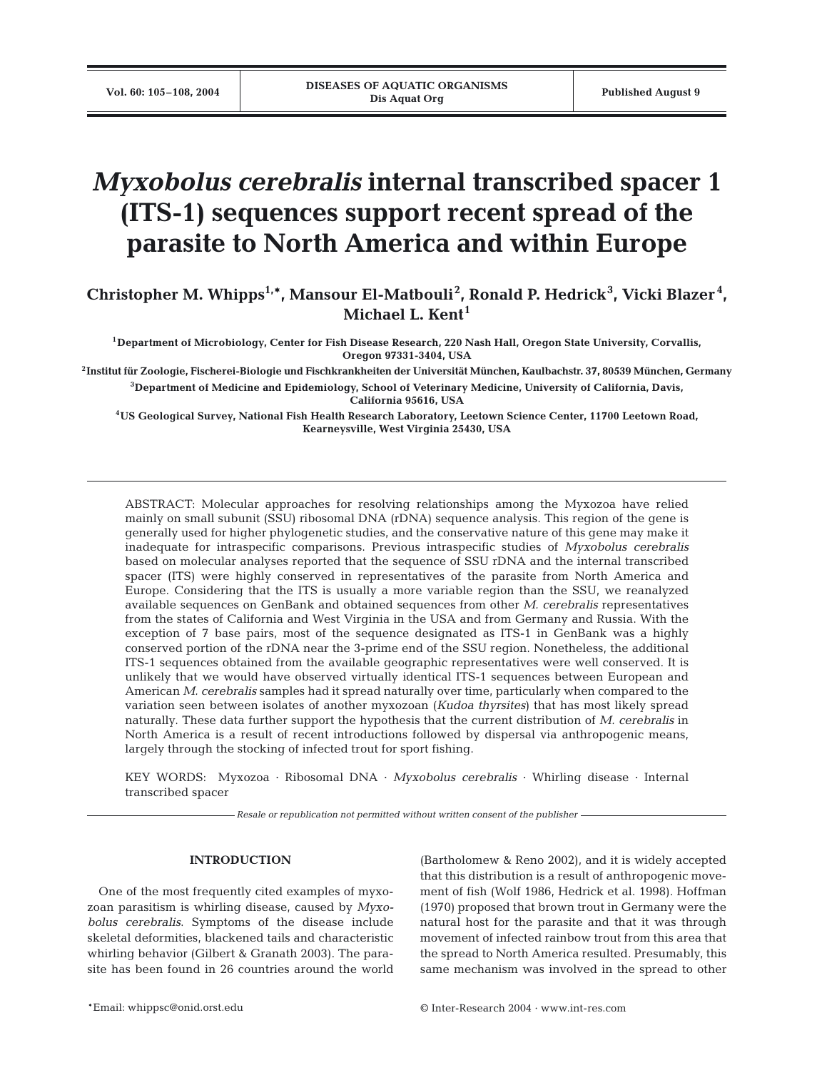# *Myxobolus cerebralis* internal transcribed spacer 1 (ITS-1) sequences support recent spread of the parasite to North America and within Europe

**Christopher M. Whipps[1,*], Mansour El-Matbouli[2], Ronald P. Hedrick[3], Vicki Blazer[4], Michael L. Kent[1]**

[1]Department of Microbiology, Center for Fish Disease Research, 220 Nash Hall, Oregon State University, Corvallis, Oregon 97331-3404, USA

[2]Institut für Zoologie, Fischerei-Biologie und Fischkrankheiten der Universität München, Kaulbachstr. 37, 80539 München, Germany

[3]Department of Medicine and Epidemiology, School of Veterinary Medicine, University of California, Davis, California 95616, USA

[4]US Geological Survey, National Fish Health Research Laboratory, Leetown Science Center, 11700 Leetown Road, Kearneysville, West Virginia 25430, USA

ABSTRACT: Molecular approaches for resolving relationships among the Myxozoa have relied mainly on small subunit (SSU) ribosomal DNA (rDNA) sequence analysis. This region of the gene is generally used for higher phylogenetic studies, and the conservative nature of this gene may make it inadequate for intraspecific comparisons. Previous intraspecific studies of *Myxobolus cerebralis* based on molecular analyses reported that the sequence of SSU rDNA and the internal transcribed spacer (ITS) were highly conserved in representatives of the parasite from North America and Europe. Considering that the ITS is usually a more variable region than the SSU, we reanalyzed available sequences on GenBank and obtained sequences from other *M. cerebralis* representatives from the states of California and West Virginia in the USA and from Germany and Russia. With the exception of 7 base pairs, most of the sequence designated as ITS-1 in GenBank was a highly conserved portion of the rDNA near the 3-prime end of the SSU region. Nonetheless, the additional ITS-1 sequences obtained from the available geographic representatives were well conserved. It is unlikely that we would have observed virtually identical ITS-1 sequences between European and American *M. cerebralis* samples had it spread naturally over time, particularly when compared to the variation seen between isolates of another myxozoan (*Kudoa thyrsites*) that has most likely spread naturally. These data further support the hypothesis that the current distribution of *M. cerebralis* in North America is a result of recent introductions followed by dispersal via anthropogenic means, largely through the stocking of infected trout for sport fishing.

KEY WORDS: Myxozoa · Ribosomal DNA · *Myxobolus cerebralis* · Whirling disease · Internal transcribed spacer

*Resale or republication not permitted without written consent of the publisher*

## INTRODUCTION

One of the most frequently cited examples of myxozoan parasitism is whirling disease, caused by *Myxobolus cerebralis*. Symptoms of the disease include skeletal deformities, blackened tails and characteristic whirling behavior (Gilbert & Granath 2003). The parasite has been found in 26 countries around the world (Bartholomew & Reno 2002), and it is widely accepted that this distribution is a result of anthropogenic movement of fish (Wolf 1986, Hedrick et al. 1998). Hoffman (1970) proposed that brown trout in Germany were the natural host for the parasite and that it was through movement of infected rainbow trout from this area that the spread to North America resulted. Presumably, this same mechanism was involved in the spread to other

*Email: whippsc@onid.orst.edu

© Inter-Research 2004 · www.int-res.com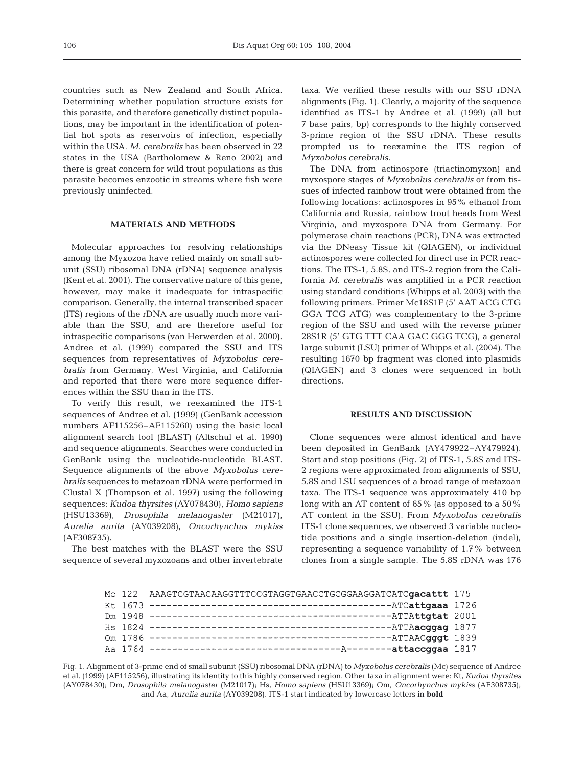countries such as New Zealand and South Africa. Determining whether population structure exists for this parasite, and therefore genetically distinct populations, may be important in the identification of potential hot spots as reservoirs of infection, especially within the USA. *M. cerebralis* has been observed in 22 states in the USA (Bartholomew & Reno 2002) and there is great concern for wild trout populations as this parasite becomes enzootic in streams where fish were previously uninfected.

## MATERIALS AND METHODS

Molecular approaches for resolving relationships among the Myxozoa have relied mainly on small subunit (SSU) ribosomal DNA (rDNA) sequence analysis (Kent et al. 2001). The conservative nature of this gene, however, may make it inadequate for intraspecific comparison. Generally, the internal transcribed spacer (ITS) regions of the rDNA are usually much more variable than the SSU, and are therefore useful for intraspecific comparisons (van Herwerden et al. 2000). Andree et al. (1999) compared the SSU and ITS sequences from representatives of *Myxobolus cerebralis* from Germany, West Virginia, and California and reported that there were more sequence differences within the SSU than in the ITS.

To verify this result, we reexamined the ITS-1 sequences of Andree et al. (1999) (GenBank accession numbers AF115256–AF115260) using the basic local alignment search tool (BLAST) (Altschul et al. 1990) and sequence alignments. Searches were conducted in GenBank using the nucleotide-nucleotide BLAST. Sequence alignments of the above *Myxobolus cerebralis* sequences to metazoan rDNA were performed in Clustal X (Thompson et al. 1997) using the following sequences: *Kudoa thyrsites* (AY078430), *Homo sapiens* (HSU13369), *Drosophila melanogaster* (M21017), *Aurelia aurita* (AY039208), *Oncorhynchus mykiss* (AF308735).

The best matches with the BLAST were the SSU sequence of several myxozoans and other invertebrate taxa. We verified these results with our SSU rDNA alignments (Fig. 1). Clearly, a majority of the sequence identified as ITS-1 by Andree et al. (1999) (all but 7 base pairs, bp) corresponds to the highly conserved 3-prime region of the SSU rDNA. These results prompted us to reexamine the ITS region of *Myxobolus cerebralis*.

The DNA from actinospore (triactinomyxon) and myxospore stages of *Myxobolus cerebralis* or from tissues of infected rainbow trout were obtained from the following locations: actinospores in 95% ethanol from California and Russia, rainbow trout heads from West Virginia, and myxospore DNA from Germany. For polymerase chain reactions (PCR), DNA was extracted via the DNeasy Tissue kit (QIAGEN), or individual actinospores were collected for direct use in PCR reactions. The ITS-1, 5.8S, and ITS-2 region from the California *M. cerebralis* was amplified in a PCR reaction using standard conditions (Whipps et al. 2003) with the following primers. Primer Mc18S1F (5' AAT ACG CTG GGA TCG ATG) was complementary to the 3-prime region of the SSU and used with the reverse primer 28S1R (5' GTG TTT CAA GAC GGG TCG), a general large subunit (LSU) primer of Whipps et al. (2004). The resulting 1670 bp fragment was cloned into plasmids (QIAGEN) and 3 clones were sequenced in both directions.

## RESULTS AND DISCUSSION

Clone sequences were almost identical and have been deposited in GenBank (AY479922–AY479924). Start and stop positions (Fig. 2) of ITS-1, 5.8S and ITS-2 regions were approximated from alignments of SSU, 5.8S and LSU sequences of a broad range of metazoan taxa. The ITS-1 sequence was approximately 410 bp long with an AT content of 65% (as opposed to a 50% AT content in the SSU). From *Myxobolus cerebralis* ITS-1 clone sequences, we observed 3 variable nucleotide positions and a single insertion-deletion (indel), representing a sequence variability of 1.7% between clones from a single sample. The 5.8S rDNA was 176

```
Mc 122  AAAGTCGTAACAAGGTTTCCGTAGGTGAACCTGCGGAAGGATCATCgacattt 175
Kt 1673 -----------------------------------------ATCattgaaa 1726
Dm 1948 ------------------------------------------ATTAttgtat 2001
Hs 1824 ------------------------------------------ATTAacggag 1877
Om 1786 ------------------------------------------ATTAACgggt 1839
Aa 1764 ---------------------------------A--------attaccggaa 1817
```

Fig. 1. Alignment of 3-prime end of small subunit (SSU) ribosomal DNA (rDNA) to *Myxobolus cerebralis* (Mc) sequence of Andree et al. (1999) (AF115256), illustrating its identity to this highly conserved region. Other taxa in alignment were: Kt, *Kudoa thyrsites* (AY078430); Dm, *Drosophila melanogaster* (M21017); Hs, *Homo sapiens* (HSU13369); Om, *Oncorhynchus mykiss* (AF308735); and Aa, *Aurelia aurita* (AY039208). ITS-1 start indicated by lowercase letters in **bold**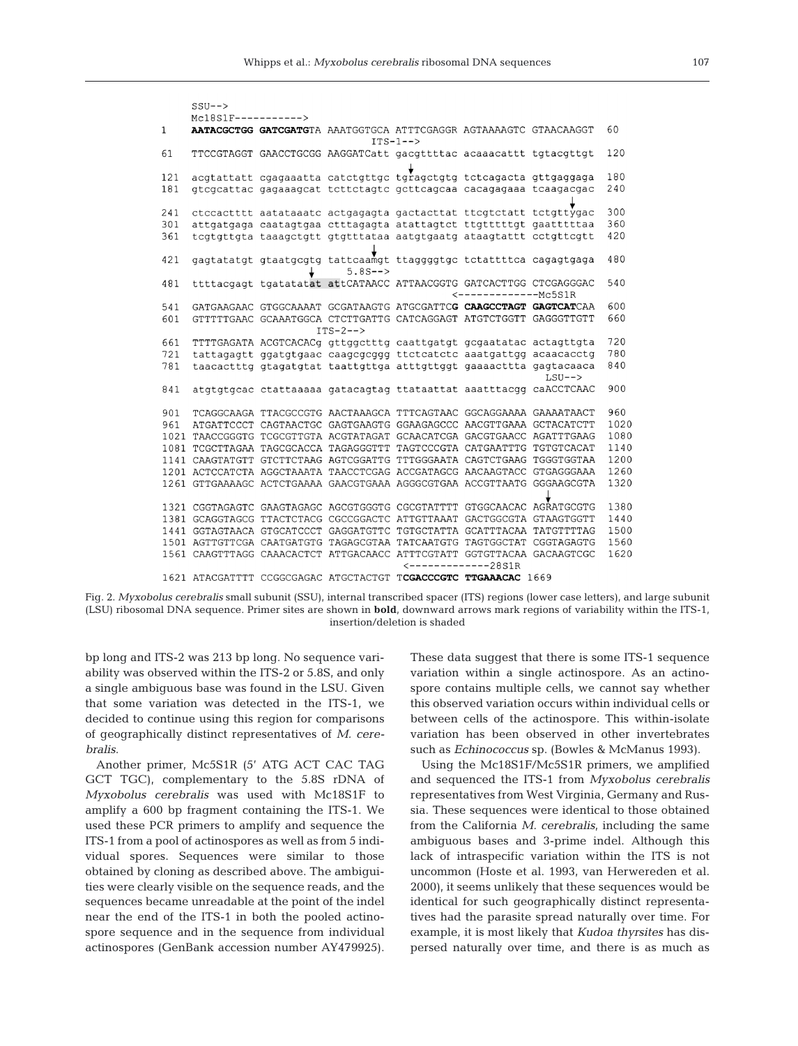```
     SSU-->
     Mc18S1F----------->
1    AATACGCTGG GATCGATGTA AAATGGTGCA ATTTCGAGGR AGTAAAAGTC GTAACAAGGT  60
                                     ITS-1-->
61   TTCCGTAGGT GAACCTGCGG AAGGATCatt gacgttttac acaaacattt tgtacgttgt  120
                                      ↓
121  acgtattatt cgagaaatta catctgttgc tgragctgtg tctcagacta gttgaggaga  180
181  gtcgcattac gagaaagcat tcttctagtc gcttcagcaa cacagagaaa tcaagacgac  240
                                                               ↓
241  ctccactttt aatataaatc actgagagta gactacttat ttcgtctatt tctgttygac  300
301  attgatgaga caatagtgaa ctttagagta atattagtct ttgtttttgt gaatttttaa  360
361  tcgtgttgta taaagctgtt gtgtttataa aatgtgaatg ataagtattt cctgttcgtt  420
                                  ↓
421  gagtatatgt gtaatgcgtg tattcaamgt ttaggggtgc tctattttca cagagtgaga  480
                         ↓         5.8S-->
481  ttttacgagt tgatatatat attCATAACC ATTAACGGTG GATCACTTGG CTCGAGGGAC  540
                                               <------------Mc5S1R
541  GATGAAGAAC GTGGCAAAAT GCGATAAGTG ATGCGATTCG CAAGCCTAGT GAGTCATCAA  600
601  GTTTTTGAAC GCAAATGGCA CTCTTGATTG CATCAGGAGT ATGTCTGGTT GAGGGTTGTT  660
                        ITS-2-->
661  TTTTGAGATA ACGTCACACg gttggctttg caattgatgt gcgaatatac actagttgta  720
721  tattagagtt ggatgtgaac caagcgcggg ttctcatctc aaatgattgg acaacacctg  780
781  taacactttg gtagatgtat taattgttga atttgttggt gaaaacttta gagtacaaca  840
                                                              LSU-->
841  atgtgtgcac ctattaaaaa gatacagtag ttataattat aaatttacgg caACCTCAAC  900

901  TCAGGCAAGA TTACGCCGTG AACTAAAGCA TTTCAGTAAC GGCAGGAAAA GAAAATAACT  960
961  ATGATTCCCT CAGTAACTGC GAGTGAAGTG GGAAGAGCCC AACGTTGAAA GCTACATCTT  1020
1021 TAACCGGGTG TCGCGTTGTA ACGTATAGAT GCAACATCGA GACGTGAACC AGATTTGAAG  1080
1081 TCGCTTAGAA TAGCGCACCA TAGAGGGTTT TAGTCCCGTA CATGAATTTG TGTGTCACAT  1140
1141 CAAGTATGTT GTCTTCTAAG AGTCGGATTG TTTGGGAATA CAGTCTGAAG TGGGTGGTAA  1200
1201 ACTCCATCTA AGGCTAAATA TAACCTCGAG ACCGATAGCG AACAAGTACC GTGAGGGAAA  1260
1261 GTTGAAAAGC ACTCTGAAAA GAACGTGAAA AGGGCGTGAA ACCGTTAATG GGGAAGCGTA  1320
                                                           ↓
1321 CGGTAGAGTC GAAGTAGAGC AGCGTGGGTG CGCGTATTTT GTGGCAACAC AGRATGCGTG  1380
1381 GCAGGTAGCG TTACTCTACG CGCCGGACTC ATTGTTAAAT GACTGGCGTA GTAAGTGGTT  1440
1441 GGTAGTAACA GTGCATCCCT GAGGATGTTC TGTGCTATTA GCATTTACAA TATGTTTTAG  1500
1501 AGTTGTTCGA CAATGATGTG TAGAGCGTAA TATCAATGTG TAGTGGCTAT CGGTAGAGTG  1560
1561 CAAGTTTAGG CAAACACTCT ATTGACAACC ATTTCGTATT GGTGTTACAA GACAAGTCGC  1620
                                      <------------28S1R
1621 ATACGATTTT CCGGCGAGAC ATGCTACTGT TCGACCCGTC TTGAAACAC 1669
```

Fig. 2. *Myxobolus cerebralis* small subunit (SSU), internal transcribed spacer (ITS) regions (lower case letters), and large subunit (LSU) ribosomal DNA sequence. Primer sites are shown in **bold**, downward arrows mark regions of variability within the ITS-1, insertion/deletion is shaded

bp long and ITS-2 was 213 bp long. No sequence variability was observed within the ITS-2 or 5.8S, and only a single ambiguous base was found in the LSU. Given that some variation was detected in the ITS-1, we decided to continue using this region for comparisons of geographically distinct representatives of *M. cerebralis*.

Another primer, Mc5S1R (5′ ATG ACT CAC TAG GCT TGC), complementary to the 5.8S rDNA of *Myxobolus cerebralis* was used with Mc18S1F to amplify a 600 bp fragment containing the ITS-1. We used these PCR primers to amplify and sequence the ITS-1 from a pool of actinospores as well as from 5 individual spores. Sequences were similar to those obtained by cloning as described above. The ambiguities were clearly visible on the sequence reads, and the sequences became unreadable at the point of the indel near the end of the ITS-1 in both the pooled actinospore sequence and in the sequence from individual actinospores (GenBank accession number AY479925). These data suggest that there is some ITS-1 sequence variation within a single actinospore. As an actinospore contains multiple cells, we cannot say whether this observed variation occurs within individual cells or between cells of the actinospore. This within-isolate variation has been observed in other invertebrates such as *Echinococcus* sp. (Bowles & McManus 1993).

Using the Mc18S1F/Mc5S1R primers, we amplified and sequenced the ITS-1 from *Myxobolus cerebralis* representatives from West Virginia, Germany and Russia. These sequences were identical to those obtained from the California *M. cerebralis*, including the same ambiguous bases and 3-prime indel. Although this lack of intraspecific variation within the ITS is not uncommon (Hoste et al. 1993, van Herwereden et al. 2000), it seems unlikely that these sequences would be identical for such geographically distinct representatives had the parasite spread naturally over time. For example, it is most likely that *Kudoa thyrsites* has dispersed naturally over time, and there is as much as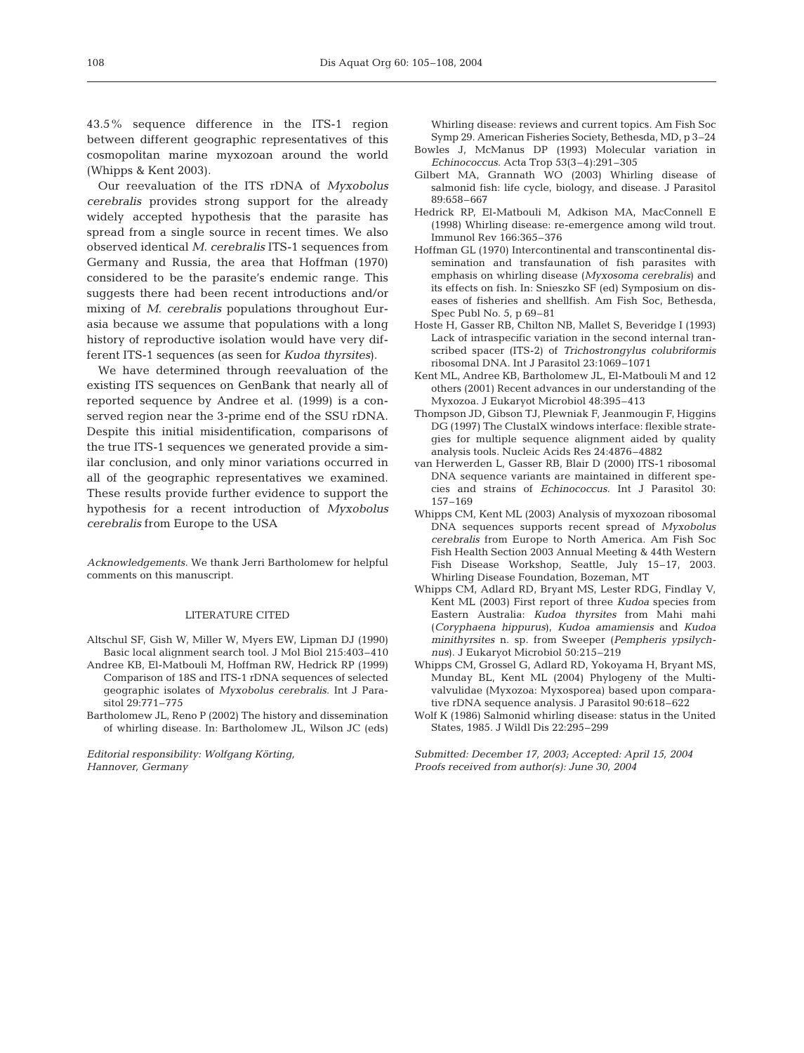43.5% sequence difference in the ITS-1 region between different geographic representatives of this cosmopolitan marine myxozoan around the world (Whipps & Kent 2003).

Our reevaluation of the ITS rDNA of *Myxobolus cerebralis* provides strong support for the already widely accepted hypothesis that the parasite has spread from a single source in recent times. We also observed identical *M. cerebralis* ITS-1 sequences from Germany and Russia, the area that Hoffman (1970) considered to be the parasite's endemic range. This suggests there had been recent introductions and/or mixing of *M. cerebralis* populations throughout Eurasia because we assume that populations with a long history of reproductive isolation would have very different ITS-1 sequences (as seen for *Kudoa thyrsites*).

We have determined through reevaluation of the existing ITS sequences on GenBank that nearly all of reported sequence by Andree et al. (1999) is a conserved region near the 3-prime end of the SSU rDNA. Despite this initial misidentification, comparisons of the true ITS-1 sequences we generated provide a similar conclusion, and only minor variations occurred in all of the geographic representatives we examined. These results provide further evidence to support the hypothesis for a recent introduction of *Myxobolus cerebralis* from Europe to the USA

*Acknowledgements.* We thank Jerri Bartholomew for helpful comments on this manuscript.

## LITERATURE CITED

- Altschul SF, Gish W, Miller W, Myers EW, Lipman DJ (1990) Basic local alignment search tool. J Mol Biol 215:403–410
- Andree KB, El-Matbouli M, Hoffman RW, Hedrick RP (1999) Comparison of 18S and ITS-1 rDNA sequences of selected geographic isolates of *Myxobolus cerebralis*. Int J Parasitol 29:771–775
- Bartholomew JL, Reno P (2002) The history and dissemination of whirling disease. In: Bartholomew JL, Wilson JC (eds) Whirling disease: reviews and current topics. Am Fish Soc Symp 29. American Fisheries Society, Bethesda, MD, p 3–24
- Bowles J, McManus DP (1993) Molecular variation in *Echinococcus*. Acta Trop 53(3–4):291–305
- Gilbert MA, Grannath WO (2003) Whirling disease of salmonid fish: life cycle, biology, and disease. J Parasitol 89:658–667
- Hedrick RP, El-Matbouli M, Adkison MA, MacConnell E (1998) Whirling disease: re-emergence among wild trout. Immunol Rev 166:365–376
- Hoffman GL (1970) Intercontinental and transcontinental dissemination and transfaunation of fish parasites with emphasis on whirling disease (*Myxosoma cerebralis*) and its effects on fish. In: Snieszko SF (ed) Symposium on diseases of fisheries and shellfish. Am Fish Soc, Bethesda, Spec Publ No. 5, p 69–81
- Hoste H, Gasser RB, Chilton NB, Mallet S, Beveridge I (1993) Lack of intraspecific variation in the second internal transcribed spacer (ITS-2) of *Trichostrongylus colubriformis* ribosomal DNA. Int J Parasitol 23:1069–1071
- Kent ML, Andree KB, Bartholomew JL, El-Matbouli M and 12 others (2001) Recent advances in our understanding of the Myxozoa. J Eukaryot Microbiol 48:395–413
- Thompson JD, Gibson TJ, Plewniak F, Jeanmougin F, Higgins DG (1997) The ClustalX windows interface: flexible strategies for multiple sequence alignment aided by quality analysis tools. Nucleic Acids Res 24:4876–4882
- van Herwerden L, Gasser RB, Blair D (2000) ITS-1 ribosomal DNA sequence variants are maintained in different species and strains of *Echinococcus*. Int J Parasitol 30: 157–169
- Whipps CM, Kent ML (2003) Analysis of myxozoan ribosomal DNA sequences supports recent spread of *Myxobolus cerebralis* from Europe to North America. Am Fish Soc Fish Health Section 2003 Annual Meeting & 44th Western Fish Disease Workshop, Seattle, July 15–17, 2003. Whirling Disease Foundation, Bozeman, MT
- Whipps CM, Adlard RD, Bryant MS, Lester RDG, Findlay V, Kent ML (2003) First report of three *Kudoa* species from Eastern Australia: *Kudoa thyrsites* from Mahi mahi (*Coryphaena hippurus*), *Kudoa amamiensis* and *Kudoa minithyrsites* n. sp. from Sweeper (*Pempheris ypsilychnus*). J Eukaryot Microbiol 50:215–219
- Whipps CM, Grossel G, Adlard RD, Yokoyama H, Bryant MS, Munday BL, Kent ML (2004) Phylogeny of the Multivalvulidae (Myxozoa: Myxosporea) based upon comparative rDNA sequence analysis. J Parasitol 90:618–622
- Wolf K (1986) Salmonid whirling disease: status in the United States, 1985. J Wildl Dis 22:295–299

*Editorial responsibility: Wolfgang Körting, Hannover, Germany*

*Submitted: December 17, 2003; Accepted: April 15, 2004*
*Proofs received from author(s): June 30, 2004*